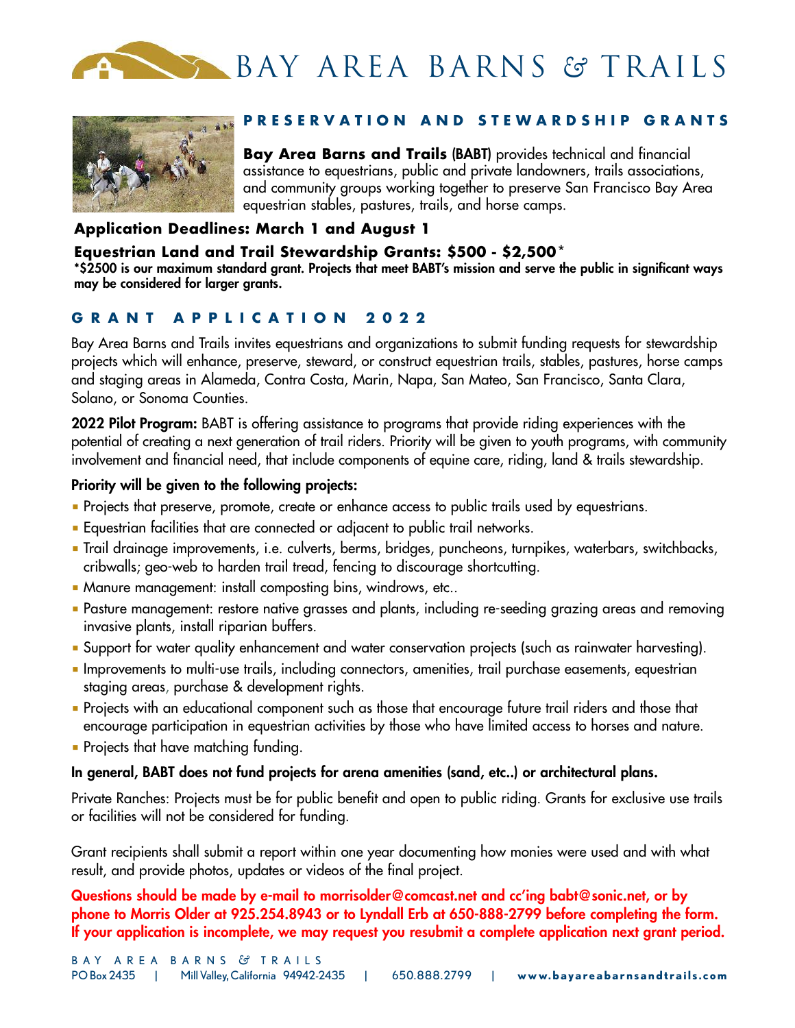# BAY AREA BARNS & TRAILS

## PRESERVATION AND STEWARDSHIP GRANTS

**Bay Area Barns and Trails (BABT)** provides technical and financial assistance to equestrians, public and private landowners, trails associations, and community groups working together to preserve San Francisco Bay Area equestrian stables, pastures, trails, and horse camps.

### Application Deadlines: March 1 and August 1

### Equestrian Land and Trail Stewardship Grants: $500 - $2,500*

**\*$2500 is our maximum standard grant. Projects that meet BABT's mission and serve the public in significant ways may be considered for larger grants.**

## GRANT APPLICATION 2022

Bay Area Barns and Trails invites equestrians and organizations to submit funding requests for stewardship projects which will enhance, preserve, steward, or construct equestrian trails, stables, pastures, horse camps and staging areas in Alameda, Contra Costa, Marin, Napa, San Mateo, San Francisco, Santa Clara, Solano, or Sonoma Counties.

**2022 Pilot Program:** BABT is offering assistance to programs that provide riding experiences with the potential of creating a next generation of trail riders. Priority will be given to youth programs, with community involvement and financial need, that include components of equine care, riding, land & trails stewardship.

**Priority will be given to the following projects:**

- Projects that preserve, promote, create or enhance access to public trails used by equestrians.
- Equestrian facilities that are connected or adjacent to public trail networks.
- Trail drainage improvements, i.e. culverts, berms, bridges, puncheons, turnpikes, waterbars, switchbacks, cribwalls; geo-web to harden trail tread, fencing to discourage shortcutting.
- Manure management: install composting bins, windrows, etc..
- Pasture management: restore native grasses and plants, including re-seeding grazing areas and removing invasive plants, install riparian buffers.
- Support for water quality enhancement and water conservation projects (such as rainwater harvesting).
- Improvements to multi-use trails, including connectors, amenities, trail purchase easements, equestrian staging areas, purchase & development rights.
- Projects with an educational component such as those that encourage future trail riders and those that encourage participation in equestrian activities by those who have limited access to horses and nature.
- Projects that have matching funding.

**In general, BABT does not fund projects for arena amenities (sand, etc..) or architectural plans.**

Private Ranches: Projects must be for public benefit and open to public riding. Grants for exclusive use trails or facilities will not be considered for funding.

Grant recipients shall submit a report within one year documenting how monies were used and with what result, and provide photos, updates or videos of the final project.

**Questions should be made by e-mail to morrisolder@comcast.net and cc'ing babt@sonic.net, or by phone to Morris Older at 925.254.8943 or to Lyndall Erb at 650-888-2799 before completing the form. If your application is incomplete, we may request you resubmit a complete application next grant period.**

BAY AREA BARNS & TRAILS
PO Box 2435 | Mill Valley, California 94942-2435 | 650.888.2799 | **www.bayareabarnsandtrails.com**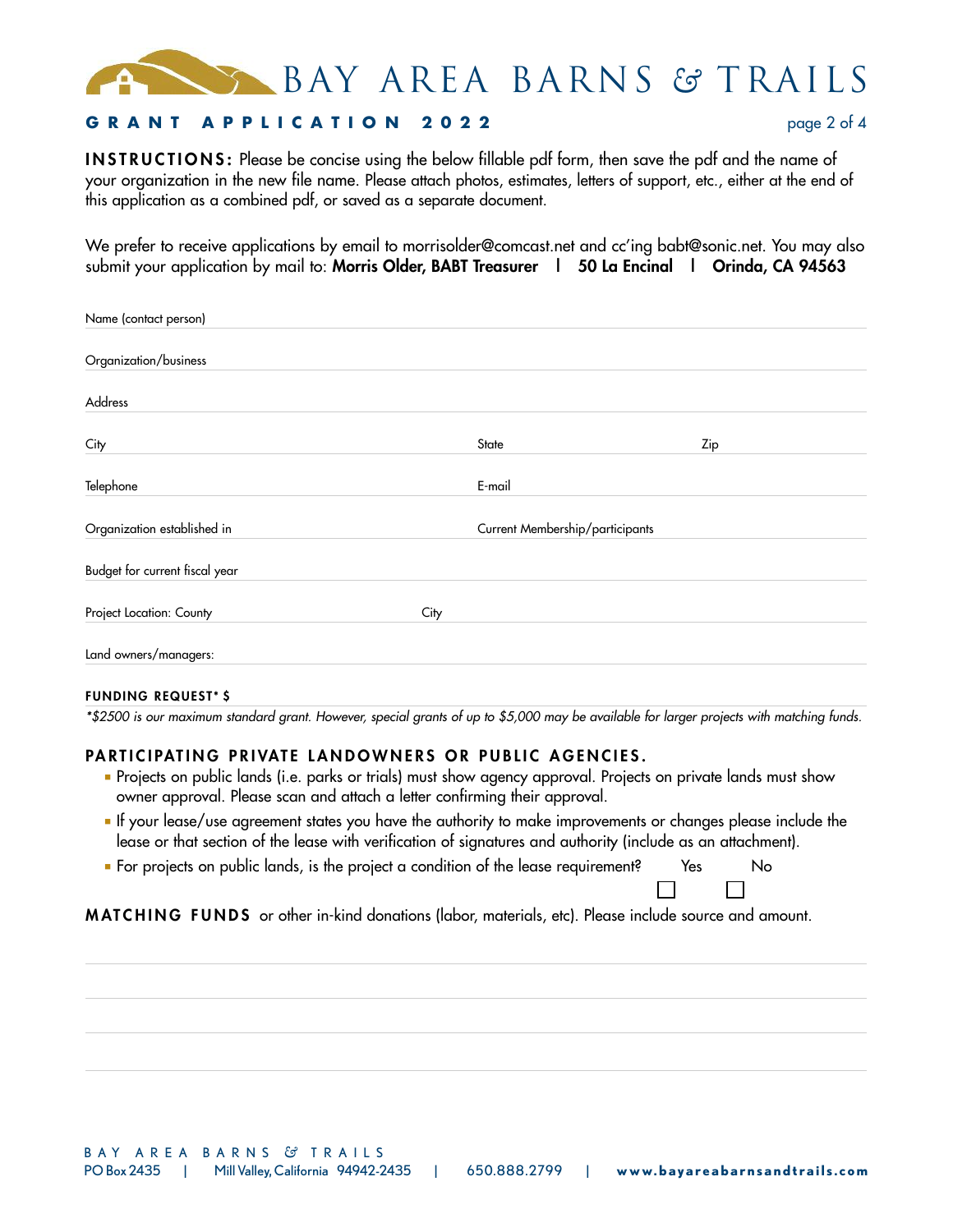# BAY AREA BARNS & TRAILS

## GRANT APPLICATION 2022

**INSTRUCTIONS:** Please be concise using the below fillable pdf form, then save the pdf and the name of your organization in the new file name. Please attach photos, estimates, letters of support, etc., either at the end of this application as a combined pdf, or saved as a separate document.

We prefer to receive applications by email to morrisolder@comcast.net and cc'ing babt@sonic.net. You may also submit your application by mail to: **Morris Older, BABT Treasurer | 50 La Encinal | Orinda, CA 94563**

Name (contact person)

Organization/business

Address

City | State | Zip

Telephone | E-mail

Organization established in | Current Membership/participants

Budget for current fiscal year

Project Location: County | City

Land owners/managers:

**FUNDING REQUEST* $**

*\*$2500 is our maximum standard grant. However, special grants of up to $5,000 may be available for larger projects with matching funds.*

### PARTICIPATING PRIVATE LANDOWNERS OR PUBLIC AGENCIES.

- Projects on public lands (i.e. parks or trials) must show agency approval. Projects on private lands must show owner approval. Please scan and attach a letter confirming their approval.
- If your lease/use agreement states you have the authority to make improvements or changes please include the lease or that section of the lease with verification of signatures and authority (include as an attachment).
- For projects on public lands, is the project a condition of the lease requirement? ☐ Yes ☐ No

**MATCHING FUNDS** or other in-kind donations (labor, materials, etc). Please include source and amount.

BAY AREA BARNS & TRAILS
PO Box 2435 | Mill Valley, California 94942-2435 | 650.888.2799 | www.bayareabarnsandtrails.com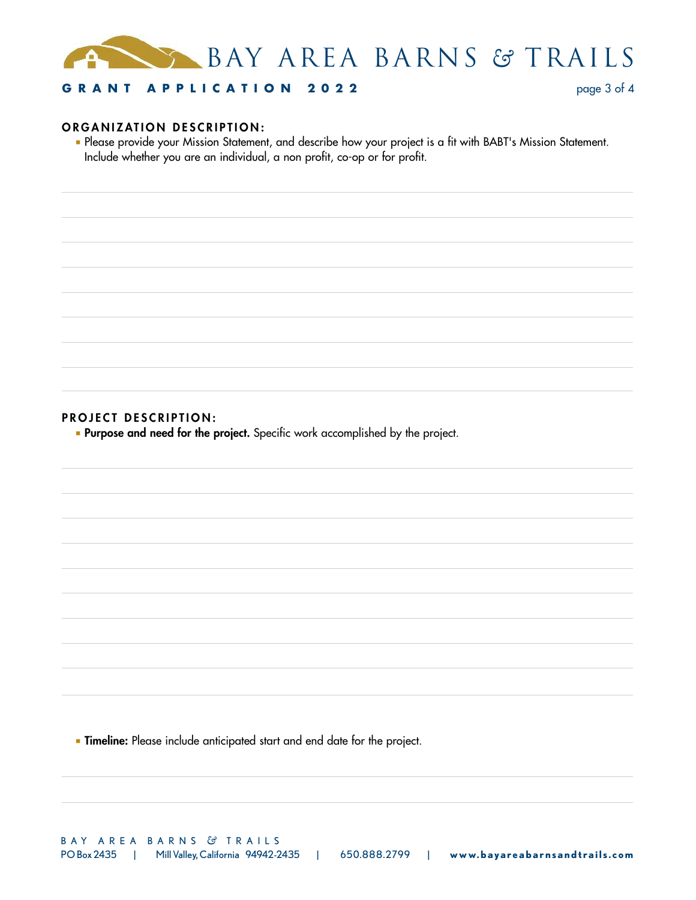## ORGANIZATION DESCRIPTION:

- Please provide your Mission Statement, and describe how your project is a fit with BABT's Mission Statement. Include whether you are an individual, a non profit, co-op or for profit.

## PROJECT DESCRIPTION:

- **Purpose and need for the project.** Specific work accomplished by the project.

- **Timeline:** Please include anticipated start and end date for the project.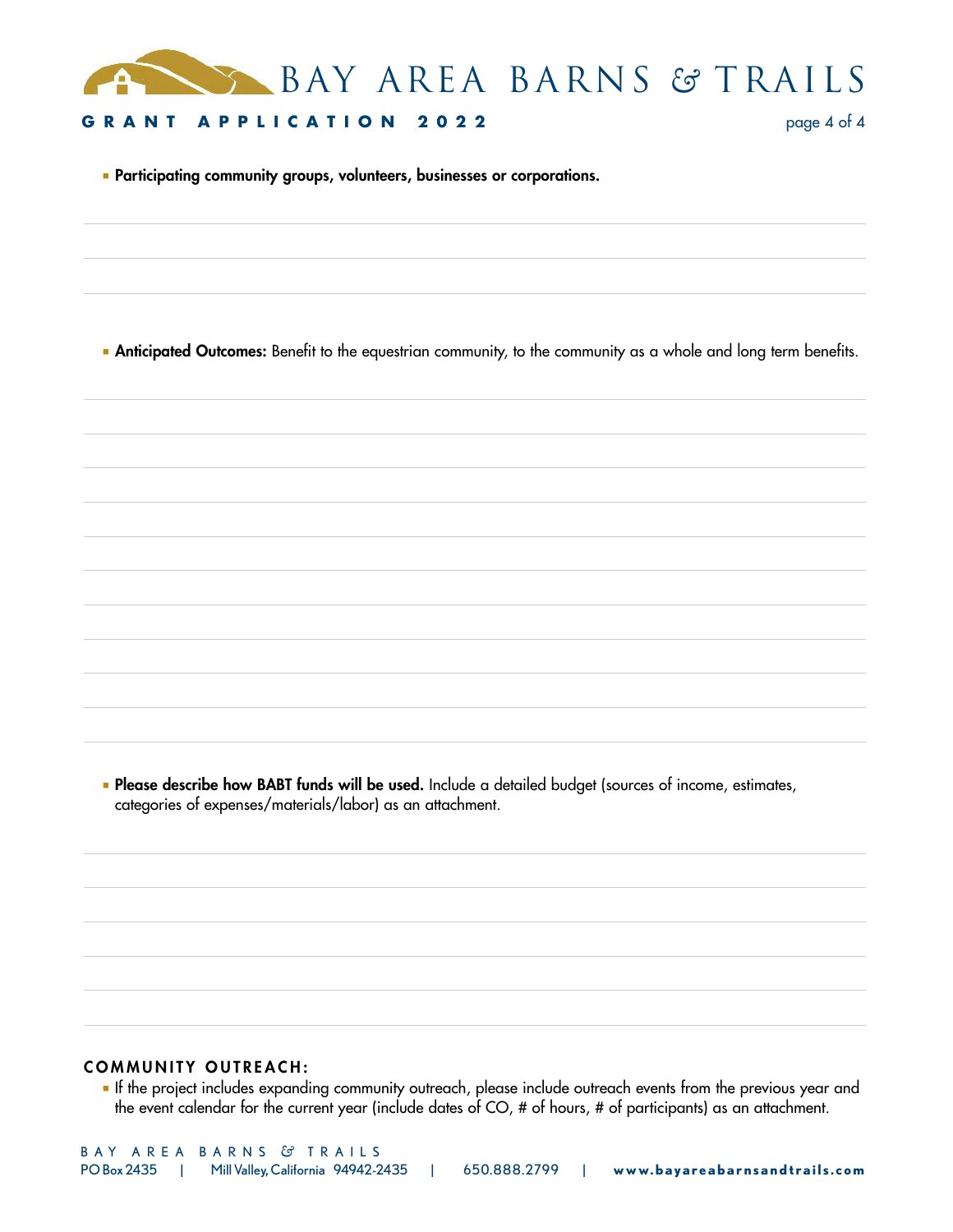- **Participating community groups, volunteers, businesses or corporations.**

- **Anticipated Outcomes:** Benefit to the equestrian community, to the community as a whole and long term benefits.

- **Please describe how BABT funds will be used.** Include a detailed budget (sources of income, estimates, categories of expenses/materials/labor) as an attachment.

## COMMUNITY OUTREACH:

- If the project includes expanding community outreach, please include outreach events from the previous year and the event calendar for the current year (include dates of CO, # of hours, # of participants) as an attachment.